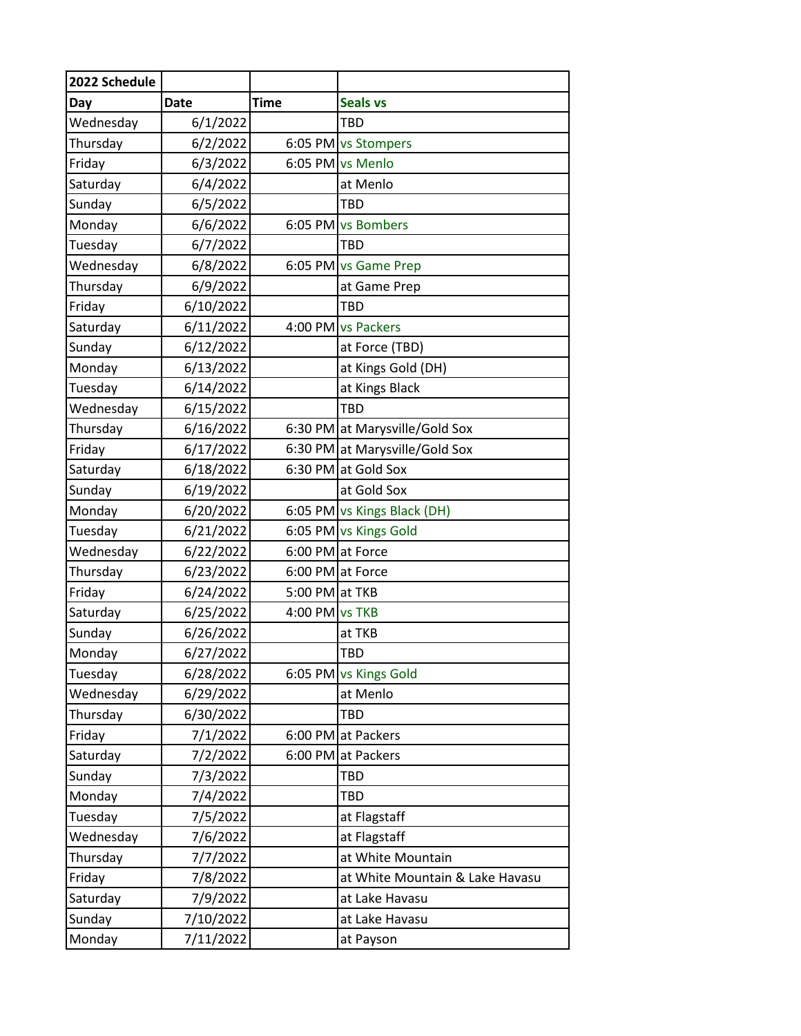| 2022 Schedule | | | |
|---|---|---|---|
| **Day** | **Date** | **Time** | **Seals vs** |
| Wednesday | 6/1/2022 | | TBD |
| Thursday | 6/2/2022 | 6:05 PM | vs Stompers |
| Friday | 6/3/2022 | 6:05 PM | vs Menlo |
| Saturday | 6/4/2022 | | at Menlo |
| Sunday | 6/5/2022 | | TBD |
| Monday | 6/6/2022 | 6:05 PM | vs Bombers |
| Tuesday | 6/7/2022 | | TBD |
| Wednesday | 6/8/2022 | 6:05 PM | vs Game Prep |
| Thursday | 6/9/2022 | | at Game Prep |
| Friday | 6/10/2022 | | TBD |
| Saturday | 6/11/2022 | 4:00 PM | vs Packers |
| Sunday | 6/12/2022 | | at Force (TBD) |
| Monday | 6/13/2022 | | at Kings Gold (DH) |
| Tuesday | 6/14/2022 | | at Kings Black |
| Wednesday | 6/15/2022 | | TBD |
| Thursday | 6/16/2022 | 6:30 PM | at Marysville/Gold Sox |
| Friday | 6/17/2022 | 6:30 PM | at Marysville/Gold Sox |
| Saturday | 6/18/2022 | 6:30 PM | at Gold Sox |
| Sunday | 6/19/2022 | | at Gold Sox |
| Monday | 6/20/2022 | 6:05 PM | vs Kings Black (DH) |
| Tuesday | 6/21/2022 | 6:05 PM | vs Kings Gold |
| Wednesday | 6/22/2022 | 6:00 PM | at Force |
| Thursday | 6/23/2022 | 6:00 PM | at Force |
| Friday | 6/24/2022 | 5:00 PM | at TKB |
| Saturday | 6/25/2022 | 4:00 PM | vs TKB |
| Sunday | 6/26/2022 | | at TKB |
| Monday | 6/27/2022 | | TBD |
| Tuesday | 6/28/2022 | 6:05 PM | vs Kings Gold |
| Wednesday | 6/29/2022 | | at Menlo |
| Thursday | 6/30/2022 | | TBD |
| Friday | 7/1/2022 | 6:00 PM | at Packers |
| Saturday | 7/2/2022 | 6:00 PM | at Packers |
| Sunday | 7/3/2022 | | TBD |
| Monday | 7/4/2022 | | TBD |
| Tuesday | 7/5/2022 | | at Flagstaff |
| Wednesday | 7/6/2022 | | at Flagstaff |
| Thursday | 7/7/2022 | | at White Mountain |
| Friday | 7/8/2022 | | at White Mountain & Lake Havasu |
| Saturday | 7/9/2022 | | at Lake Havasu |
| Sunday | 7/10/2022 | | at Lake Havasu |
| Monday | 7/11/2022 | | at Payson |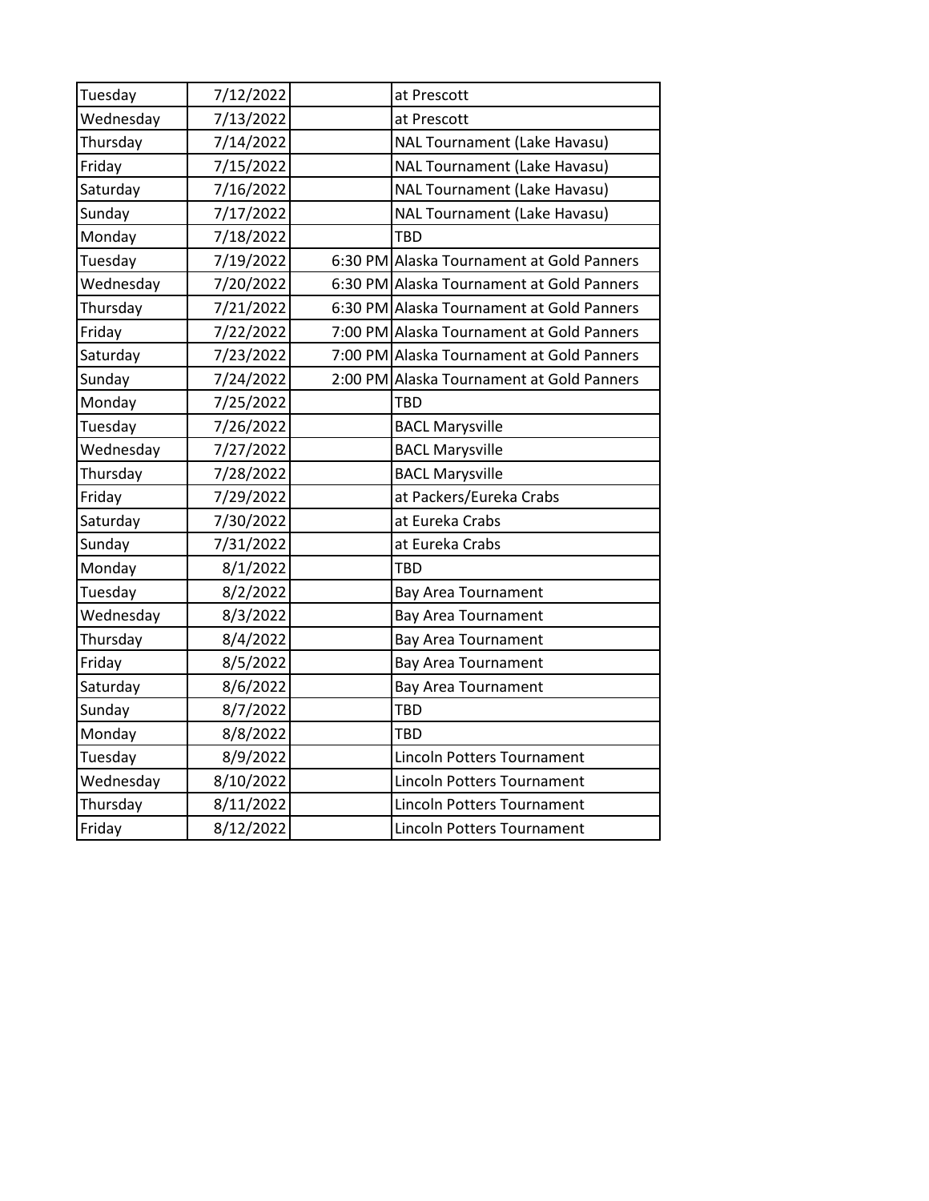| | | | |
|---|---|---|---|
| Tuesday | 7/12/2022 | | at Prescott |
| Wednesday | 7/13/2022 | | at Prescott |
| Thursday | 7/14/2022 | | NAL Tournament (Lake Havasu) |
| Friday | 7/15/2022 | | NAL Tournament (Lake Havasu) |
| Saturday | 7/16/2022 | | NAL Tournament (Lake Havasu) |
| Sunday | 7/17/2022 | | NAL Tournament (Lake Havasu) |
| Monday | 7/18/2022 | | TBD |
| Tuesday | 7/19/2022 | 6:30 PM | Alaska Tournament at Gold Panners |
| Wednesday | 7/20/2022 | 6:30 PM | Alaska Tournament at Gold Panners |
| Thursday | 7/21/2022 | 6:30 PM | Alaska Tournament at Gold Panners |
| Friday | 7/22/2022 | 7:00 PM | Alaska Tournament at Gold Panners |
| Saturday | 7/23/2022 | 7:00 PM | Alaska Tournament at Gold Panners |
| Sunday | 7/24/2022 | 2:00 PM | Alaska Tournament at Gold Panners |
| Monday | 7/25/2022 | | TBD |
| Tuesday | 7/26/2022 | | BACL Marysville |
| Wednesday | 7/27/2022 | | BACL Marysville |
| Thursday | 7/28/2022 | | BACL Marysville |
| Friday | 7/29/2022 | | at Packers/Eureka Crabs |
| Saturday | 7/30/2022 | | at Eureka Crabs |
| Sunday | 7/31/2022 | | at Eureka Crabs |
| Monday | 8/1/2022 | | TBD |
| Tuesday | 8/2/2022 | | Bay Area Tournament |
| Wednesday | 8/3/2022 | | Bay Area Tournament |
| Thursday | 8/4/2022 | | Bay Area Tournament |
| Friday | 8/5/2022 | | Bay Area Tournament |
| Saturday | 8/6/2022 | | Bay Area Tournament |
| Sunday | 8/7/2022 | | TBD |
| Monday | 8/8/2022 | | TBD |
| Tuesday | 8/9/2022 | | Lincoln Potters Tournament |
| Wednesday | 8/10/2022 | | Lincoln Potters Tournament |
| Thursday | 8/11/2022 | | Lincoln Potters Tournament |
| Friday | 8/12/2022 | | Lincoln Potters Tournament |